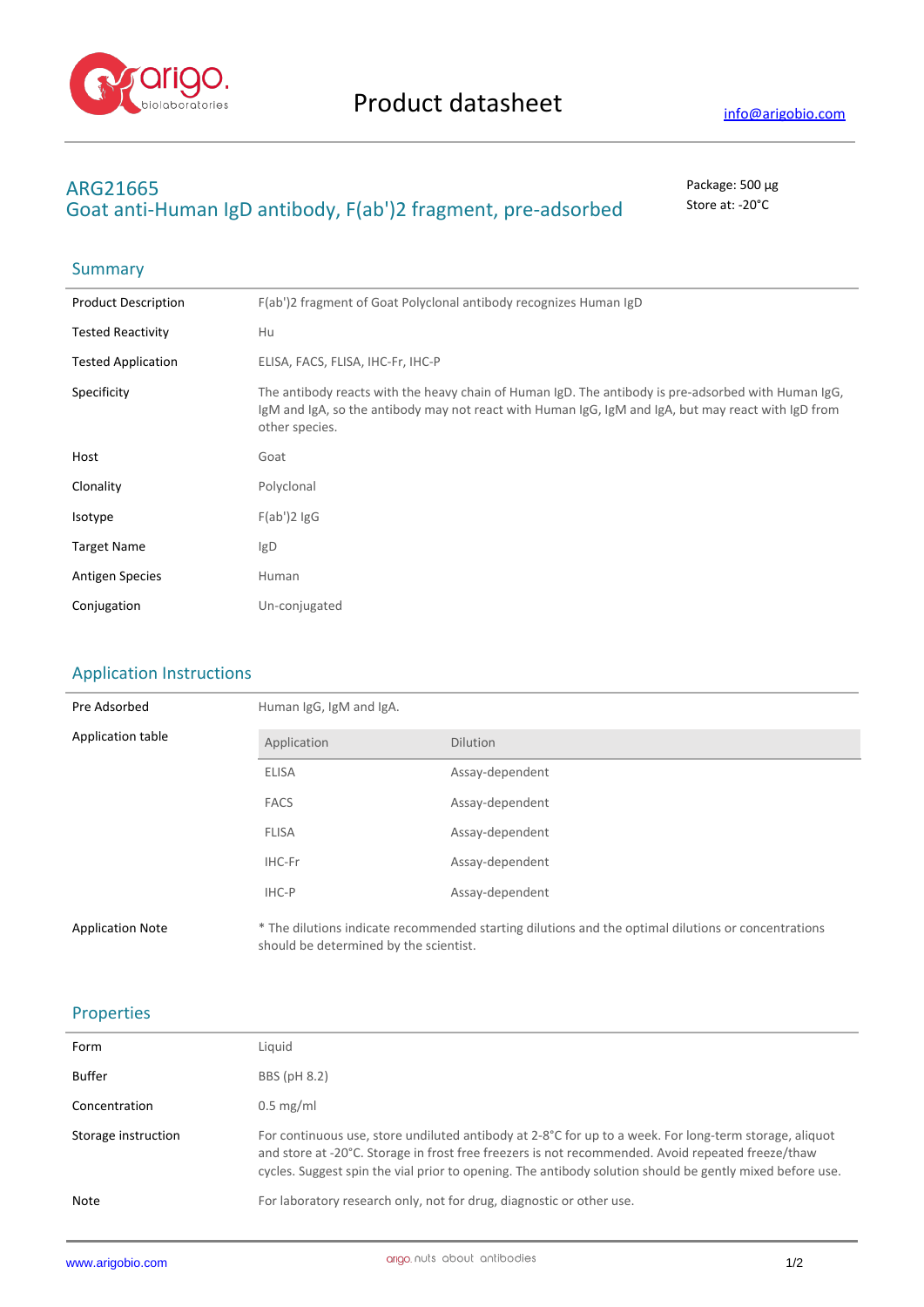# Product datasheet

info@arigobio.com

## ARG21665
## Goat anti-Human IgD antibody, F(ab')2 fragment, pre-adsorbed

Package: 500 μg
Store at: -20°C

## Summary

| | |
|---|---|
| Product Description | F(ab')2 fragment of Goat Polyclonal antibody recognizes Human IgD |
| Tested Reactivity | Hu |
| Tested Application | ELISA, FACS, FLISA, IHC-Fr, IHC-P |
| Specificity | The antibody reacts with the heavy chain of Human IgD. The antibody is pre-adsorbed with Human IgG, IgM and IgA, so the antibody may not react with Human IgG, IgM and IgA, but may react with IgD from other species. |
| Host | Goat |
| Clonality | Polyclonal |
| Isotype | F(ab')2 IgG |
| Target Name | IgD |
| Antigen Species | Human |
| Conjugation | Un-conjugated |

## Application Instructions

Pre Adsorbed: Human IgG, IgM and IgA.

Application table

| Application | Dilution |
|---|---|
| ELISA | Assay-dependent |
| FACS | Assay-dependent |
| FLISA | Assay-dependent |
| IHC-Fr | Assay-dependent |
| IHC-P | Assay-dependent |

Application Note: * The dilutions indicate recommended starting dilutions and the optimal dilutions or concentrations should be determined by the scientist.

## Properties

| | |
|---|---|
| Form | Liquid |
| Buffer | BBS (pH 8.2) |
| Concentration | 0.5 mg/ml |
| Storage instruction | For continuous use, store undiluted antibody at 2-8°C for up to a week. For long-term storage, aliquot and store at -20°C. Storage in frost free freezers is not recommended. Avoid repeated freeze/thaw cycles. Suggest spin the vial prior to opening. The antibody solution should be gently mixed before use. |
| Note | For laboratory research only, not for drug, diagnostic or other use. |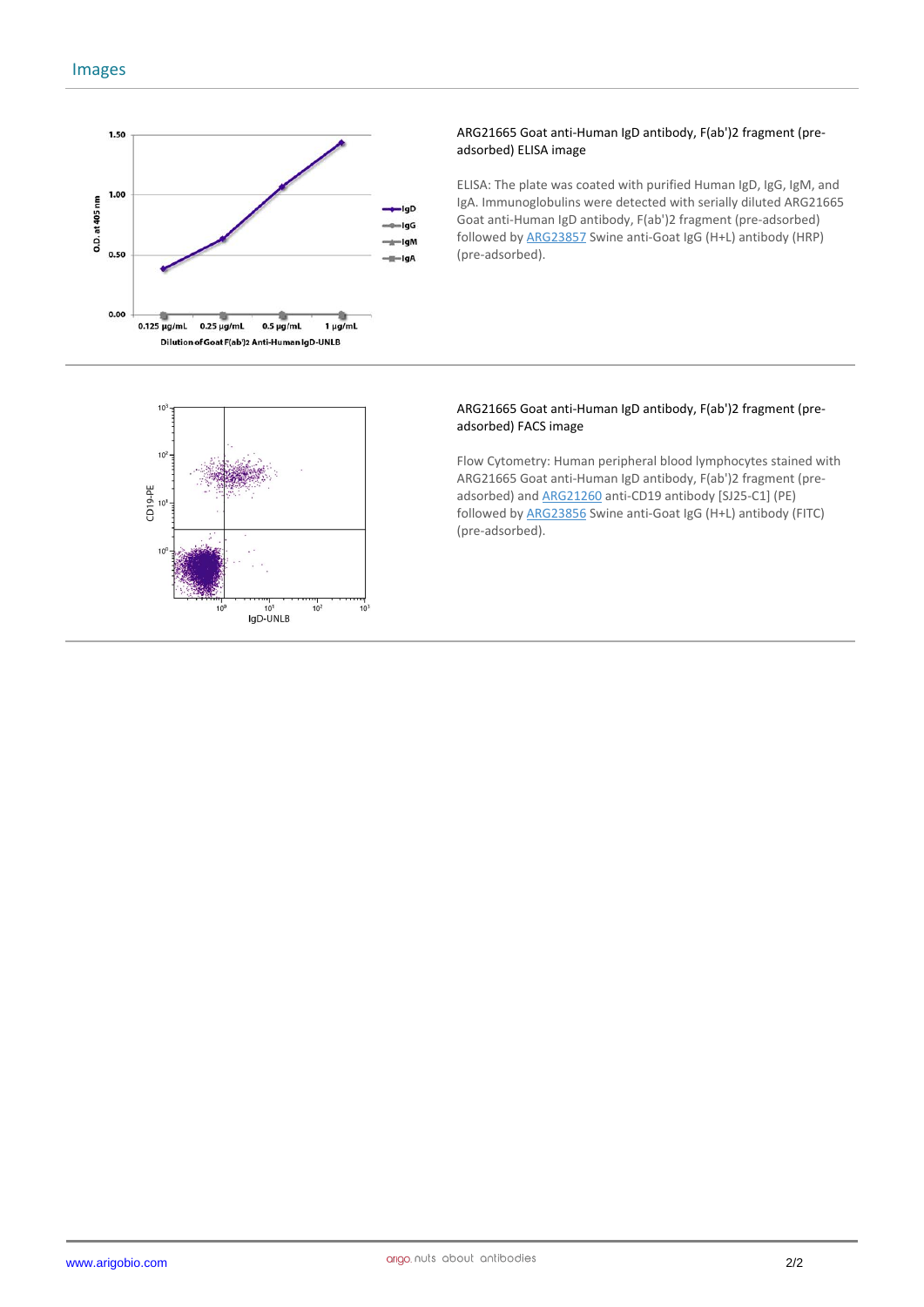## Images

1.50
1.00
0.50
0.00
O.D. at 405 nm
0.125 µg/mL
0.25 µg/mL
0.5 µg/mL
1 µg/mL
Dilution of Goat F(ab')2 Anti-Human IgD-UNLB
IgD
IgG
IgM
IgA

**ARG21665 Goat anti-Human IgD antibody, F(ab')2 fragment (pre-adsorbed) ELISA image**

ELISA: The plate was coated with purified Human IgD, IgG, IgM, and IgA. Immunoglobulins were detected with serially diluted ARG21665 Goat anti-Human IgD antibody, F(ab')2 fragment (pre-adsorbed) followed by ARG23857 Swine anti-Goat IgG (H+L) antibody (HRP) (pre-adsorbed).

$10^3$
$10^2$
$10^1$
$10^0$
CD19-PE
$10^0$
$10^1$
$10^2$
$10^3$
IgD-UNLB

**ARG21665 Goat anti-Human IgD antibody, F(ab')2 fragment (pre-adsorbed) FACS image**

Flow Cytometry: Human peripheral blood lymphocytes stained with ARG21665 Goat anti-Human IgD antibody, F(ab')2 fragment (pre-adsorbed) and ARG21260 anti-CD19 antibody [SJ25-C1] (PE) followed by ARG23856 Swine anti-Goat IgG (H+L) antibody (FITC) (pre-adsorbed).